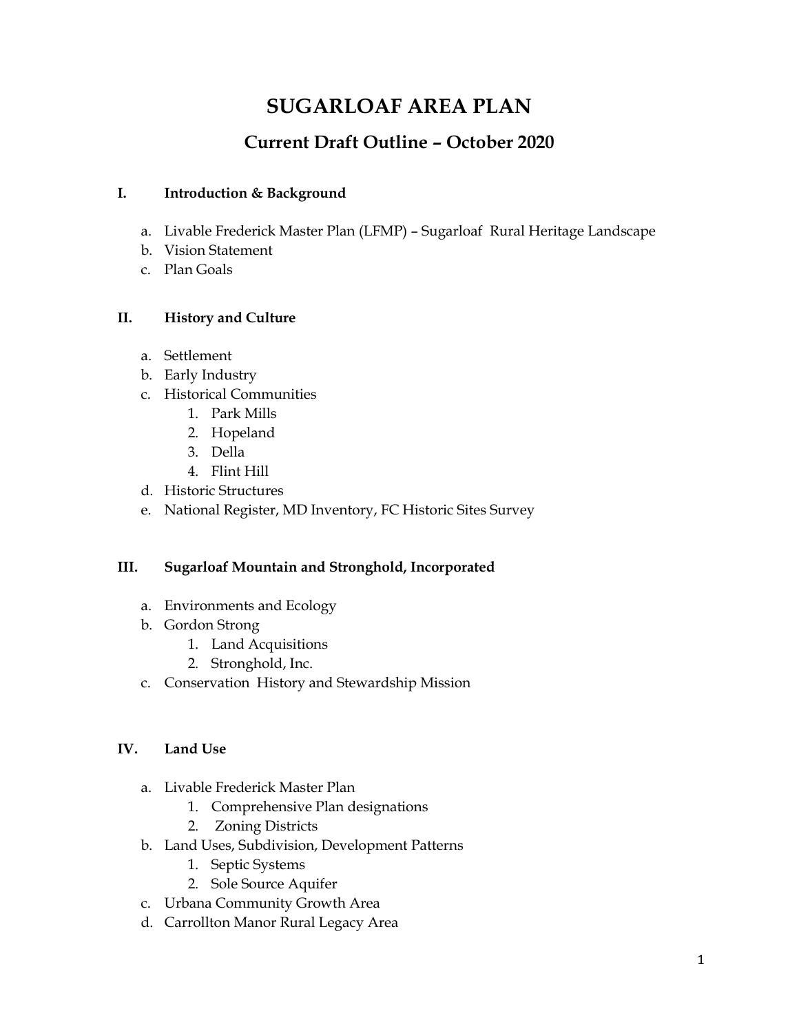# SUGARLOAF AREA PLAN

## Current Draft Outline – October 2020

### I. Introduction & Background

a. Livable Frederick Master Plan (LFMP) – Sugarloaf Rural Heritage Landscape
b. Vision Statement
c. Plan Goals

### II. History and Culture

a. Settlement
b. Early Industry
c. Historical Communities
   1. Park Mills
   2. Hopeland
   3. Della
   4. Flint Hill
d. Historic Structures
e. National Register, MD Inventory, FC Historic Sites Survey

### III. Sugarloaf Mountain and Stronghold, Incorporated

a. Environments and Ecology
b. Gordon Strong
   1. Land Acquisitions
   2. Stronghold, Inc.
c. Conservation History and Stewardship Mission

### IV. Land Use

a. Livable Frederick Master Plan
   1. Comprehensive Plan designations
   2. Zoning Districts
b. Land Uses, Subdivision, Development Patterns
   1. Septic Systems
   2. Sole Source Aquifer
c. Urbana Community Growth Area
d. Carrollton Manor Rural Legacy Area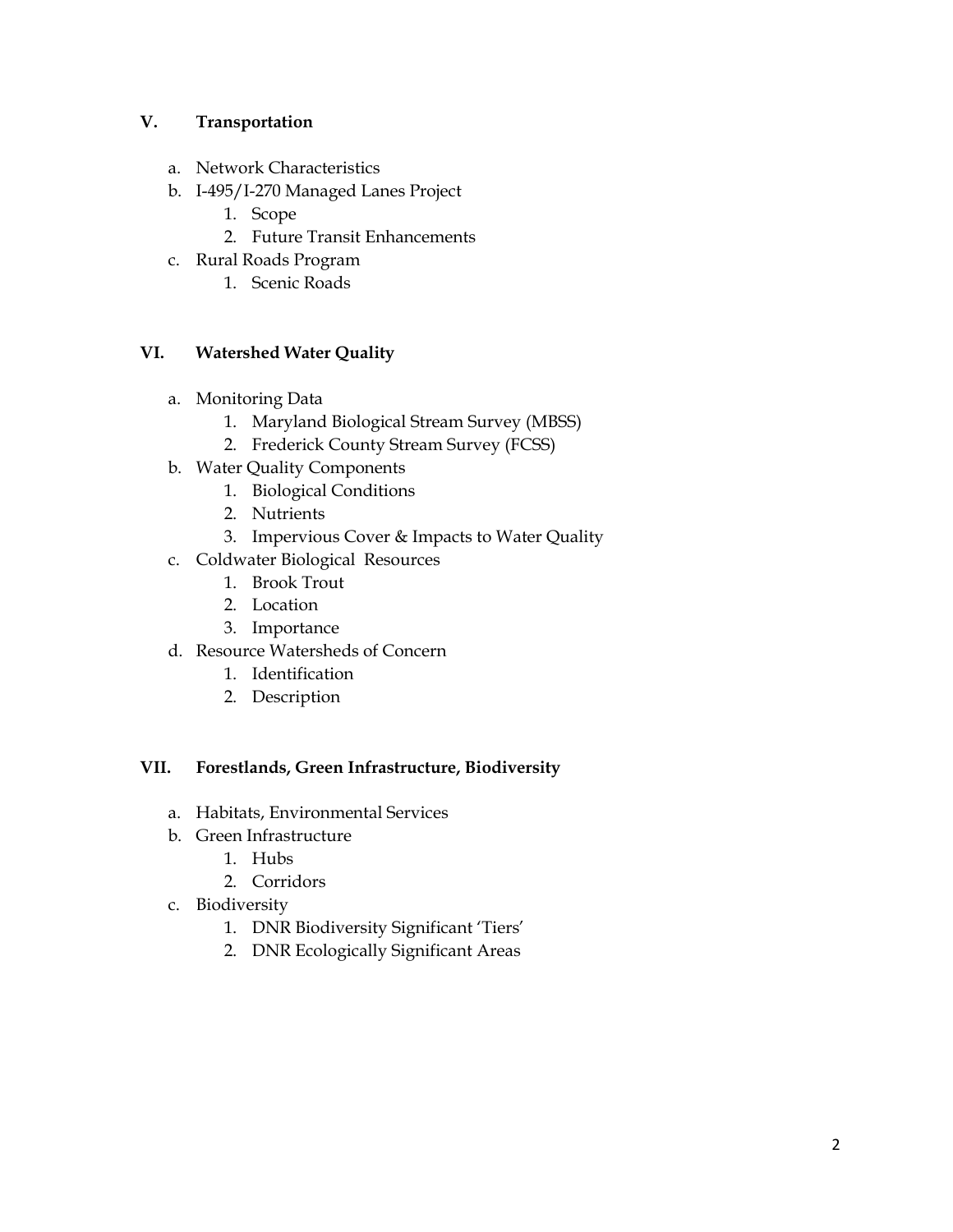## V. Transportation

a. Network Characteristics
b. I-495/I-270 Managed Lanes Project
    1. Scope
    2. Future Transit Enhancements
c. Rural Roads Program
    1. Scenic Roads

## VI. Watershed Water Quality

a. Monitoring Data
    1. Maryland Biological Stream Survey (MBSS)
    2. Frederick County Stream Survey (FCSS)
b. Water Quality Components
    1. Biological Conditions
    2. Nutrients
    3. Impervious Cover & Impacts to Water Quality
c. Coldwater Biological Resources
    1. Brook Trout
    2. Location
    3. Importance
d. Resource Watersheds of Concern
    1. Identification
    2. Description

## VII. Forestlands, Green Infrastructure, Biodiversity

a. Habitats, Environmental Services
b. Green Infrastructure
    1. Hubs
    2. Corridors
c. Biodiversity
    1. DNR Biodiversity Significant 'Tiers'
    2. DNR Ecologically Significant Areas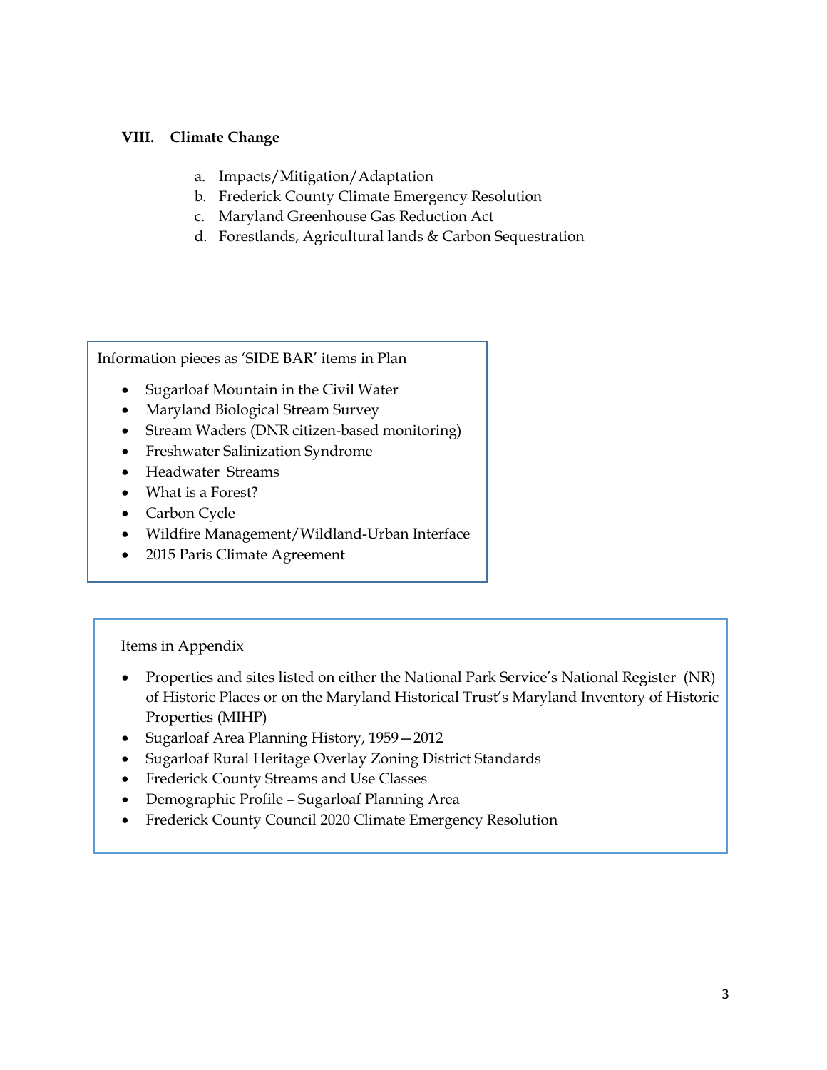**VIII. Climate Change**

a. Impacts/Mitigation/Adaptation
b. Frederick County Climate Emergency Resolution
c. Maryland Greenhouse Gas Reduction Act
d. Forestlands, Agricultural lands & Carbon Sequestration

Information pieces as 'SIDE BAR' items in Plan

- Sugarloaf Mountain in the Civil Water
- Maryland Biological Stream Survey
- Stream Waders (DNR citizen-based monitoring)
- Freshwater Salinization Syndrome
- Headwater Streams
- What is a Forest?
- Carbon Cycle
- Wildfire Management/Wildland-Urban Interface
- 2015 Paris Climate Agreement

Items in Appendix

- Properties and sites listed on either the National Park Service's National Register (NR) of Historic Places or on the Maryland Historical Trust's Maryland Inventory of Historic Properties (MIHP)
- Sugarloaf Area Planning History, 1959—2012
- Sugarloaf Rural Heritage Overlay Zoning District Standards
- Frederick County Streams and Use Classes
- Demographic Profile – Sugarloaf Planning Area
- Frederick County Council 2020 Climate Emergency Resolution